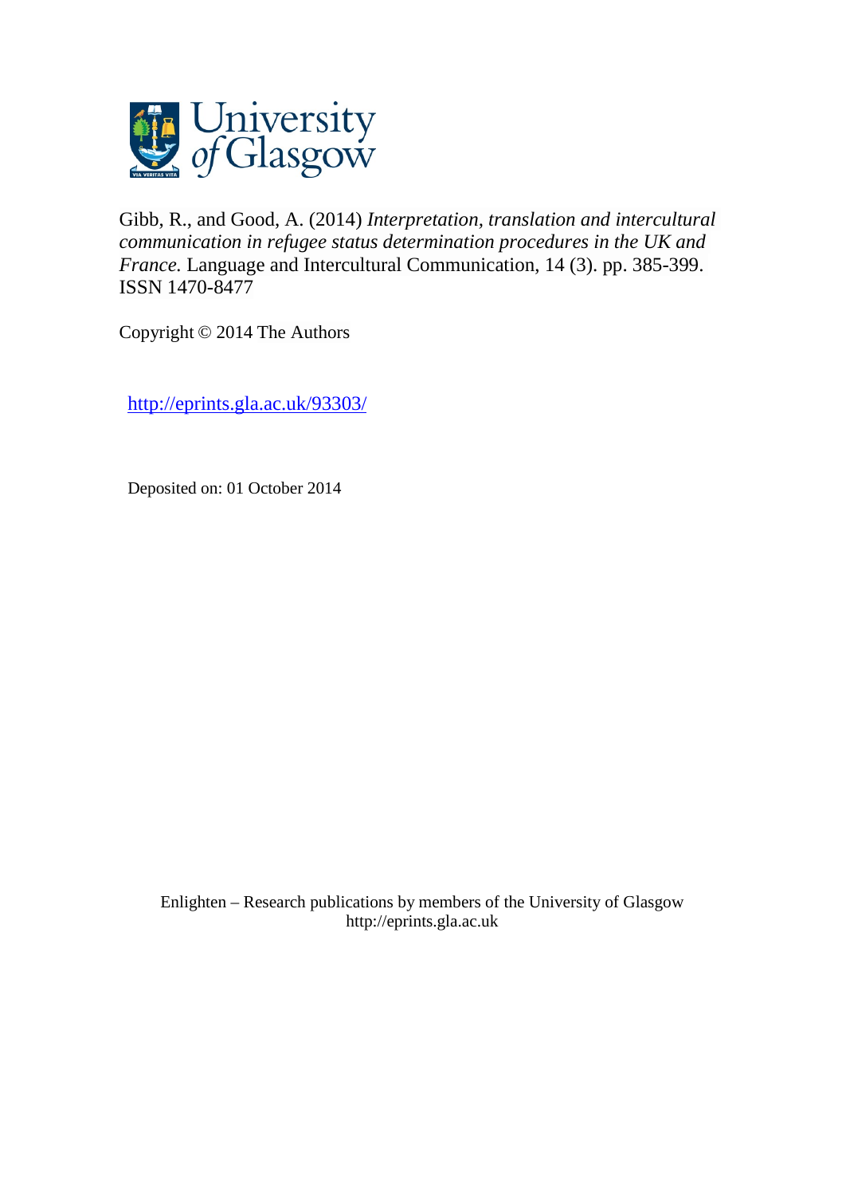University of Glasgow

Gibb, R., and Good, A. (2014) *Interpretation, translation and intercultural communication in refugee status determination procedures in the UK and France.* Language and Intercultural Communication, 14 (3). pp. 385-399. ISSN 1470-8477

Copyright © 2014 The Authors

http://eprints.gla.ac.uk/93303/

Deposited on: 01 October 2014

Enlighten – Research publications by members of the University of Glasgow
http://eprints.gla.ac.uk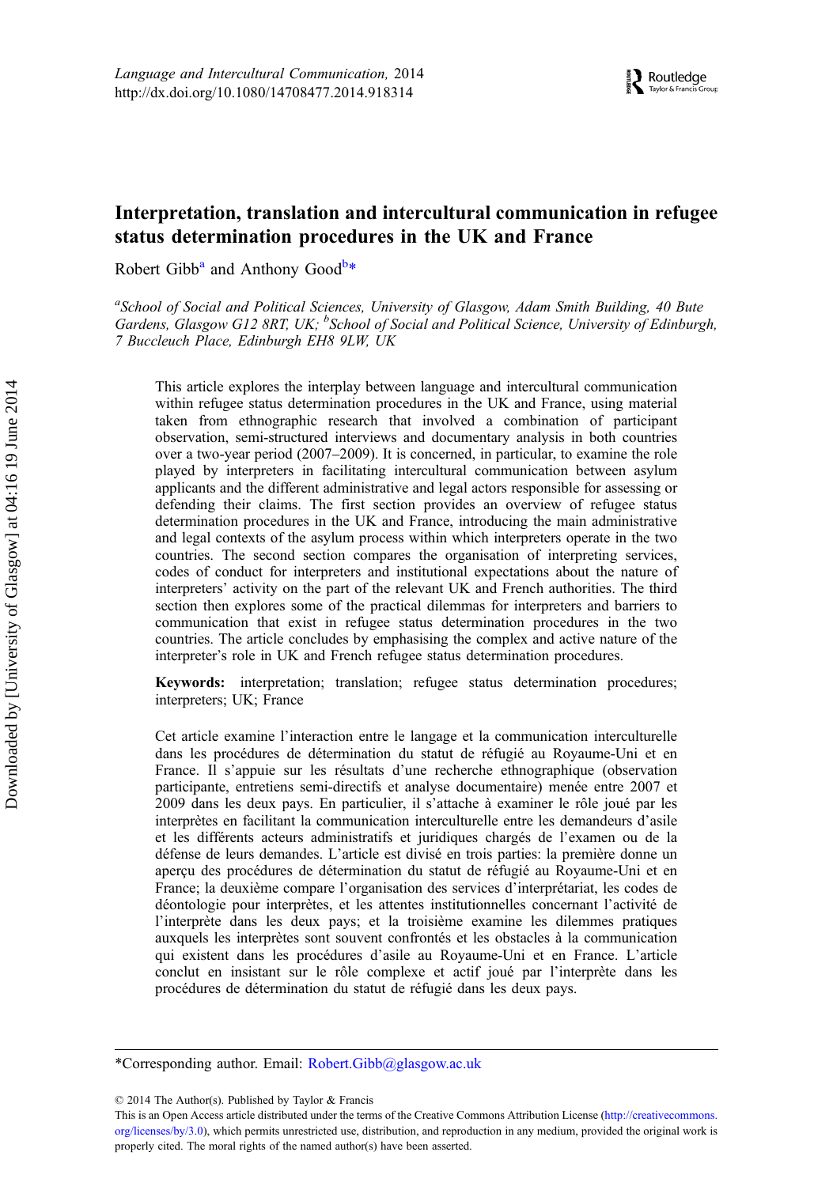# Interpretation, translation and intercultural communication in refugee status determination procedures in the UK and France

Robert Gibb[a] and Anthony Good[b]*

[a]School of Social and Political Sciences, University of Glasgow, Adam Smith Building, 40 Bute Gardens, Glasgow G12 8RT, UK; [b]School of Social and Political Science, University of Edinburgh, 7 Buccleuch Place, Edinburgh EH8 9LW, UK

This article explores the interplay between language and intercultural communication within refugee status determination procedures in the UK and France, using material taken from ethnographic research that involved a combination of participant observation, semi-structured interviews and documentary analysis in both countries over a two-year period (2007–2009). It is concerned, in particular, to examine the role played by interpreters in facilitating intercultural communication between asylum applicants and the different administrative and legal actors responsible for assessing or defending their claims. The first section provides an overview of refugee status determination procedures in the UK and France, introducing the main administrative and legal contexts of the asylum process within which interpreters operate in the two countries. The second section compares the organisation of interpreting services, codes of conduct for interpreters and institutional expectations about the nature of interpreters' activity on the part of the relevant UK and French authorities. The third section then explores some of the practical dilemmas for interpreters and barriers to communication that exist in refugee status determination procedures in the two countries. The article concludes by emphasising the complex and active nature of the interpreter's role in UK and French refugee status determination procedures.

**Keywords:** interpretation; translation; refugee status determination procedures; interpreters; UK; France

Cet article examine l'interaction entre le langage et la communication interculturelle dans les procédures de détermination du statut de réfugié au Royaume-Uni et en France. Il s'appuie sur les résultats d'une recherche ethnographique (observation participante, entretiens semi-directifs et analyse documentaire) menée entre 2007 et 2009 dans les deux pays. En particulier, il s'attache à examiner le rôle joué par les interprètes en facilitant la communication interculturelle entre les demandeurs d'asile et les différents acteurs administratifs et juridiques chargés de l'examen ou de la défense de leurs demandes. L'article est divisé en trois parties: la première donne un aperçu des procédures de détermination du statut de réfugié au Royaume-Uni et en France; la deuxième compare l'organisation des services d'interprétariat, les codes de déontologie pour interprètes, et les attentes institutionnelles concernant l'activité de l'interprète dans les deux pays; et la troisième examine les dilemmes pratiques auxquels les interprètes sont souvent confrontés et les obstacles à la communication qui existent dans les procédures d'asile au Royaume-Uni et en France. L'article conclut en insistant sur le rôle complexe et actif joué par l'interprète dans les procédures de détermination du statut de réfugié dans les deux pays.

*Corresponding author. Email: Robert.Gibb@glasgow.ac.uk

© 2014 The Author(s). Published by Taylor & Francis
This is an Open Access article distributed under the terms of the Creative Commons Attribution License (http://creativecommons.org/licenses/by/3.0), which permits unrestricted use, distribution, and reproduction in any medium, provided the original work is properly cited. The moral rights of the named author(s) have been asserted.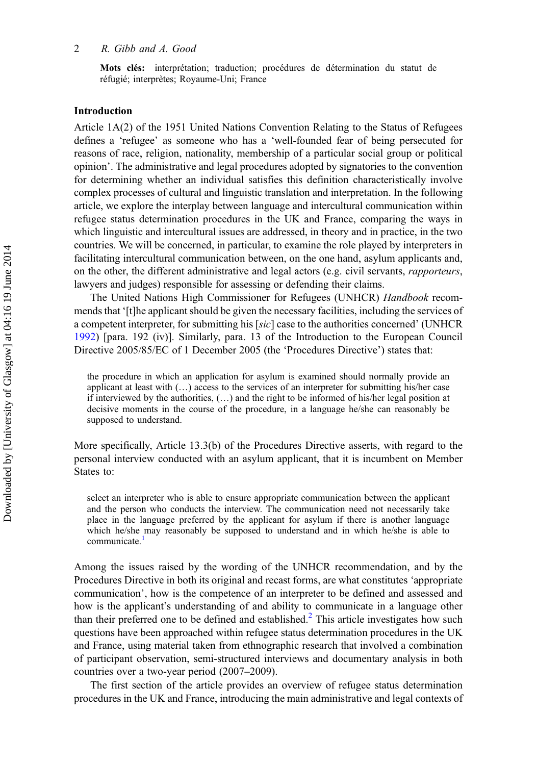**Mots clés:** interprétation; traduction; procédures de détermination du statut de réfugié; interprètes; Royaume-Uni; France

## Introduction

Article 1A(2) of the 1951 United Nations Convention Relating to the Status of Refugees defines a 'refugee' as someone who has a 'well-founded fear of being persecuted for reasons of race, religion, nationality, membership of a particular social group or political opinion'. The administrative and legal procedures adopted by signatories to the convention for determining whether an individual satisfies this definition characteristically involve complex processes of cultural and linguistic translation and interpretation. In the following article, we explore the interplay between language and intercultural communication within refugee status determination procedures in the UK and France, comparing the ways in which linguistic and intercultural issues are addressed, in theory and in practice, in the two countries. We will be concerned, in particular, to examine the role played by interpreters in facilitating intercultural communication between, on the one hand, asylum applicants and, on the other, the different administrative and legal actors (e.g. civil servants, *rapporteurs*, lawyers and judges) responsible for assessing or defending their claims.

The United Nations High Commissioner for Refugees (UNHCR) *Handbook* recommends that '[t]he applicant should be given the necessary facilities, including the services of a competent interpreter, for submitting his [*sic*] case to the authorities concerned' (UNHCR 1992) [para. 192 (iv)]. Similarly, para. 13 of the Introduction to the European Council Directive 2005/85/EC of 1 December 2005 (the 'Procedures Directive') states that:

> the procedure in which an application for asylum is examined should normally provide an applicant at least with (…) access to the services of an interpreter for submitting his/her case if interviewed by the authorities, (…) and the right to be informed of his/her legal position at decisive moments in the course of the procedure, in a language he/she can reasonably be supposed to understand.

More specifically, Article 13.3(b) of the Procedures Directive asserts, with regard to the personal interview conducted with an asylum applicant, that it is incumbent on Member States to:

> select an interpreter who is able to ensure appropriate communication between the applicant and the person who conducts the interview. The communication need not necessarily take place in the language preferred by the applicant for asylum if there is another language which he/she may reasonably be supposed to understand and in which he/she is able to communicate.[1]

Among the issues raised by the wording of the UNHCR recommendation, and by the Procedures Directive in both its original and recast forms, are what constitutes 'appropriate communication', how is the competence of an interpreter to be defined and assessed and how is the applicant's understanding of and ability to communicate in a language other than their preferred one to be defined and established.[2] This article investigates how such questions have been approached within refugee status determination procedures in the UK and France, using material taken from ethnographic research that involved a combination of participant observation, semi-structured interviews and documentary analysis in both countries over a two-year period (2007–2009).

The first section of the article provides an overview of refugee status determination procedures in the UK and France, introducing the main administrative and legal contexts of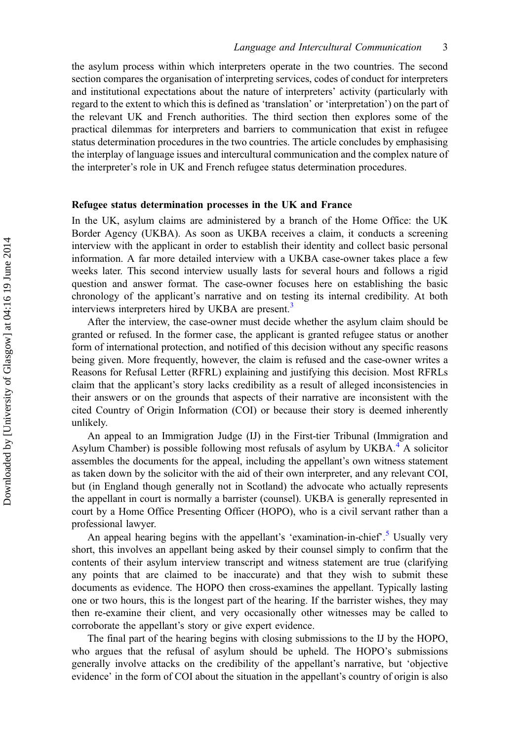the asylum process within which interpreters operate in the two countries. The second section compares the organisation of interpreting services, codes of conduct for interpreters and institutional expectations about the nature of interpreters' activity (particularly with regard to the extent to which this is defined as 'translation' or 'interpretation') on the part of the relevant UK and French authorities. The third section then explores some of the practical dilemmas for interpreters and barriers to communication that exist in refugee status determination procedures in the two countries. The article concludes by emphasising the interplay of language issues and intercultural communication and the complex nature of the interpreter's role in UK and French refugee status determination procedures.

## Refugee status determination processes in the UK and France

In the UK, asylum claims are administered by a branch of the Home Office: the UK Border Agency (UKBA). As soon as UKBA receives a claim, it conducts a screening interview with the applicant in order to establish their identity and collect basic personal information. A far more detailed interview with a UKBA case-owner takes place a few weeks later. This second interview usually lasts for several hours and follows a rigid question and answer format. The case-owner focuses here on establishing the basic chronology of the applicant's narrative and on testing its internal credibility. At both interviews interpreters hired by UKBA are present.[3]

After the interview, the case-owner must decide whether the asylum claim should be granted or refused. In the former case, the applicant is granted refugee status or another form of international protection, and notified of this decision without any specific reasons being given. More frequently, however, the claim is refused and the case-owner writes a Reasons for Refusal Letter (RFRL) explaining and justifying this decision. Most RFRLs claim that the applicant's story lacks credibility as a result of alleged inconsistencies in their answers or on the grounds that aspects of their narrative are inconsistent with the cited Country of Origin Information (COI) or because their story is deemed inherently unlikely.

An appeal to an Immigration Judge (IJ) in the First-tier Tribunal (Immigration and Asylum Chamber) is possible following most refusals of asylum by UKBA.[4] A solicitor assembles the documents for the appeal, including the appellant's own witness statement as taken down by the solicitor with the aid of their own interpreter, and any relevant COI, but (in England though generally not in Scotland) the advocate who actually represents the appellant in court is normally a barrister (counsel). UKBA is generally represented in court by a Home Office Presenting Officer (HOPO), who is a civil servant rather than a professional lawyer.

An appeal hearing begins with the appellant's 'examination-in-chief'.[5] Usually very short, this involves an appellant being asked by their counsel simply to confirm that the contents of their asylum interview transcript and witness statement are true (clarifying any points that are claimed to be inaccurate) and that they wish to submit these documents as evidence. The HOPO then cross-examines the appellant. Typically lasting one or two hours, this is the longest part of the hearing. If the barrister wishes, they may then re-examine their client, and very occasionally other witnesses may be called to corroborate the appellant's story or give expert evidence.

The final part of the hearing begins with closing submissions to the IJ by the HOPO, who argues that the refusal of asylum should be upheld. The HOPO's submissions generally involve attacks on the credibility of the appellant's narrative, but 'objective evidence' in the form of COI about the situation in the appellant's country of origin is also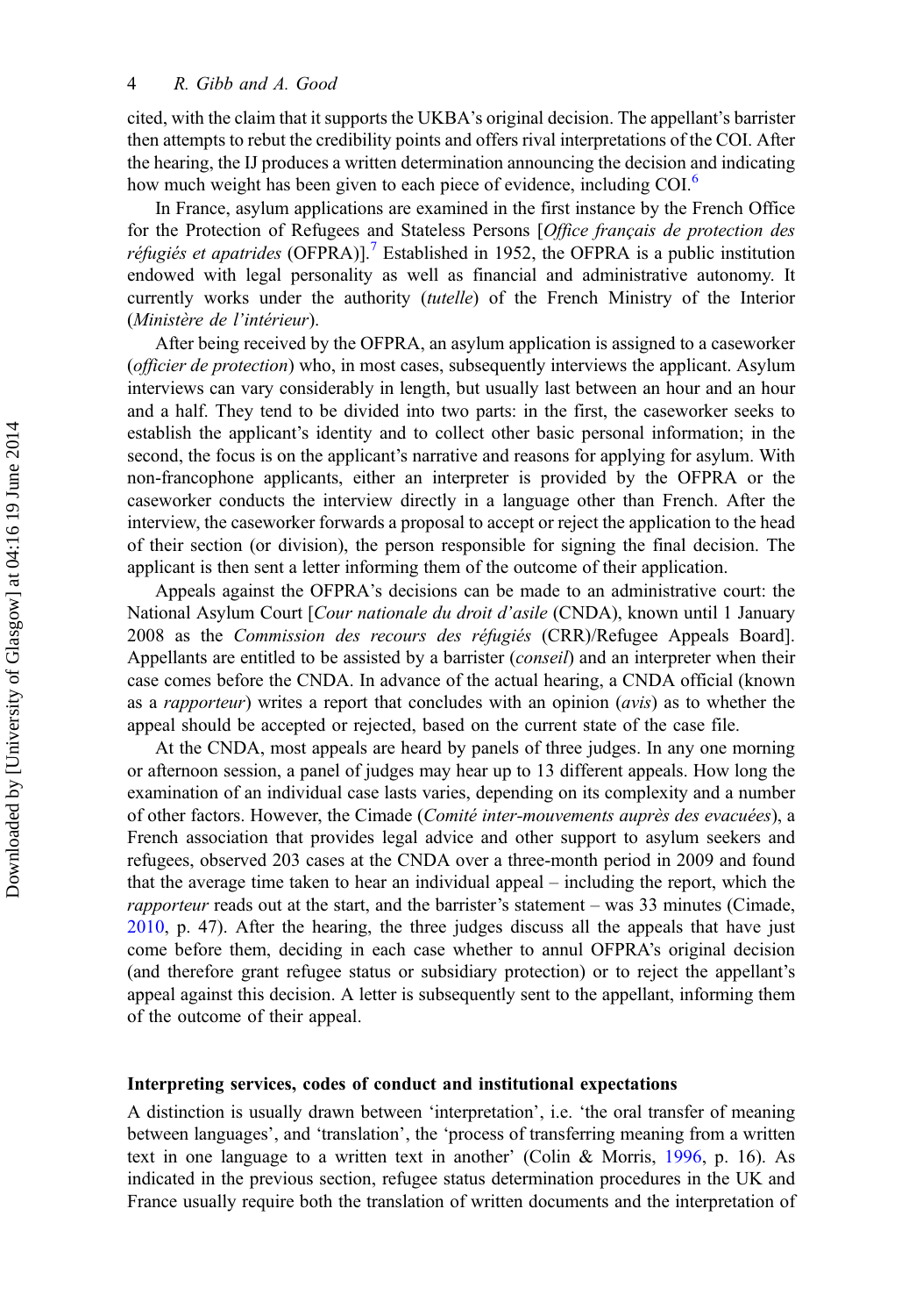cited, with the claim that it supports the UKBA's original decision. The appellant's barrister then attempts to rebut the credibility points and offers rival interpretations of the COI. After the hearing, the IJ produces a written determination announcing the decision and indicating how much weight has been given to each piece of evidence, including COI.[6]

In France, asylum applications are examined in the first instance by the French Office for the Protection of Refugees and Stateless Persons [*Office français de protection des réfugiés et apatrides* (OFPRA)].[7] Established in 1952, the OFPRA is a public institution endowed with legal personality as well as financial and administrative autonomy. It currently works under the authority (*tutelle*) of the French Ministry of the Interior (*Ministère de l'intérieur*).

After being received by the OFPRA, an asylum application is assigned to a caseworker (*officier de protection*) who, in most cases, subsequently interviews the applicant. Asylum interviews can vary considerably in length, but usually last between an hour and an hour and a half. They tend to be divided into two parts: in the first, the caseworker seeks to establish the applicant's identity and to collect other basic personal information; in the second, the focus is on the applicant's narrative and reasons for applying for asylum. With non-francophone applicants, either an interpreter is provided by the OFPRA or the caseworker conducts the interview directly in a language other than French. After the interview, the caseworker forwards a proposal to accept or reject the application to the head of their section (or division), the person responsible for signing the final decision. The applicant is then sent a letter informing them of the outcome of their application.

Appeals against the OFPRA's decisions can be made to an administrative court: the National Asylum Court [*Cour nationale du droit d'asile* (CNDA), known until 1 January 2008 as the *Commission des recours des réfugiés* (CRR)/Refugee Appeals Board]. Appellants are entitled to be assisted by a barrister (*conseil*) and an interpreter when their case comes before the CNDA. In advance of the actual hearing, a CNDA official (known as a *rapporteur*) writes a report that concludes with an opinion (*avis*) as to whether the appeal should be accepted or rejected, based on the current state of the case file.

At the CNDA, most appeals are heard by panels of three judges. In any one morning or afternoon session, a panel of judges may hear up to 13 different appeals. How long the examination of an individual case lasts varies, depending on its complexity and a number of other factors. However, the Cimade (*Comité inter-mouvements auprès des evacuées*), a French association that provides legal advice and other support to asylum seekers and refugees, observed 203 cases at the CNDA over a three-month period in 2009 and found that the average time taken to hear an individual appeal – including the report, which the *rapporteur* reads out at the start, and the barrister's statement – was 33 minutes (Cimade, 2010, p. 47). After the hearing, the three judges discuss all the appeals that have just come before them, deciding in each case whether to annul OFPRA's original decision (and therefore grant refugee status or subsidiary protection) or to reject the appellant's appeal against this decision. A letter is subsequently sent to the appellant, informing them of the outcome of their appeal.

## Interpreting services, codes of conduct and institutional expectations

A distinction is usually drawn between 'interpretation', i.e. 'the oral transfer of meaning between languages', and 'translation', the 'process of transferring meaning from a written text in one language to a written text in another' (Colin & Morris, 1996, p. 16). As indicated in the previous section, refugee status determination procedures in the UK and France usually require both the translation of written documents and the interpretation of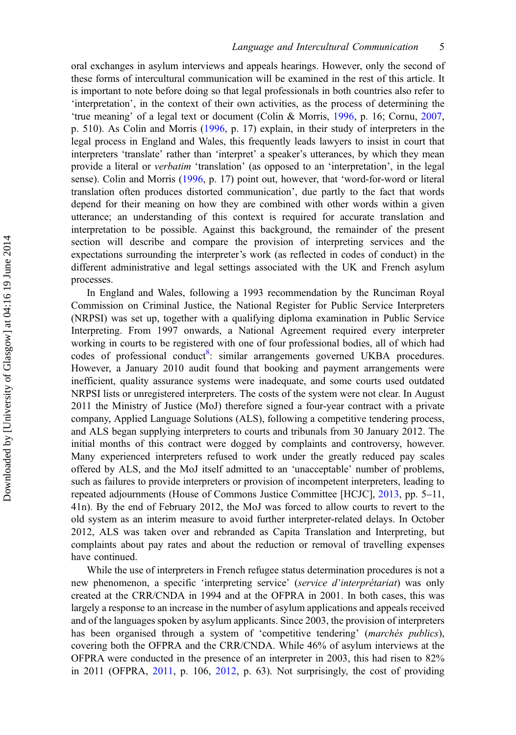oral exchanges in asylum interviews and appeals hearings. However, only the second of these forms of intercultural communication will be examined in the rest of this article. It is important to note before doing so that legal professionals in both countries also refer to 'interpretation', in the context of their own activities, as the process of determining the 'true meaning' of a legal text or document (Colin & Morris, 1996, p. 16; Cornu, 2007, p. 510). As Colin and Morris (1996, p. 17) explain, in their study of interpreters in the legal process in England and Wales, this frequently leads lawyers to insist in court that interpreters 'translate' rather than 'interpret' a speaker's utterances, by which they mean provide a literal or *verbatim* 'translation' (as opposed to an 'interpretation', in the legal sense). Colin and Morris (1996, p. 17) point out, however, that 'word-for-word or literal translation often produces distorted communication', due partly to the fact that words depend for their meaning on how they are combined with other words within a given utterance; an understanding of this context is required for accurate translation and interpretation to be possible. Against this background, the remainder of the present section will describe and compare the provision of interpreting services and the expectations surrounding the interpreter's work (as reflected in codes of conduct) in the different administrative and legal settings associated with the UK and French asylum processes.

In England and Wales, following a 1993 recommendation by the Runciman Royal Commission on Criminal Justice, the National Register for Public Service Interpreters (NRPSI) was set up, together with a qualifying diploma examination in Public Service Interpreting. From 1997 onwards, a National Agreement required every interpreter working in courts to be registered with one of four professional bodies, all of which had codes of professional conduct[8]: similar arrangements governed UKBA procedures. However, a January 2010 audit found that booking and payment arrangements were inefficient, quality assurance systems were inadequate, and some courts used outdated NRPSI lists or unregistered interpreters. The costs of the system were not clear. In August 2011 the Ministry of Justice (MoJ) therefore signed a four-year contract with a private company, Applied Language Solutions (ALS), following a competitive tendering process, and ALS began supplying interpreters to courts and tribunals from 30 January 2012. The initial months of this contract were dogged by complaints and controversy, however. Many experienced interpreters refused to work under the greatly reduced pay scales offered by ALS, and the MoJ itself admitted to an 'unacceptable' number of problems, such as failures to provide interpreters or provision of incompetent interpreters, leading to repeated adjournments (House of Commons Justice Committee [HCJC], 2013, pp. 5–11, 41n). By the end of February 2012, the MoJ was forced to allow courts to revert to the old system as an interim measure to avoid further interpreter-related delays. In October 2012, ALS was taken over and rebranded as Capita Translation and Interpreting, but complaints about pay rates and about the reduction or removal of travelling expenses have continued.

While the use of interpreters in French refugee status determination procedures is not a new phenomenon, a specific 'interpreting service' (*service d'interprétariat*) was only created at the CRR/CNDA in 1994 and at the OFPRA in 2001. In both cases, this was largely a response to an increase in the number of asylum applications and appeals received and of the languages spoken by asylum applicants. Since 2003, the provision of interpreters has been organised through a system of 'competitive tendering' (*marchés publics*), covering both the OFPRA and the CRR/CNDA. While 46% of asylum interviews at the OFPRA were conducted in the presence of an interpreter in 2003, this had risen to 82% in 2011 (OFPRA, 2011, p. 106, 2012, p. 63). Not surprisingly, the cost of providing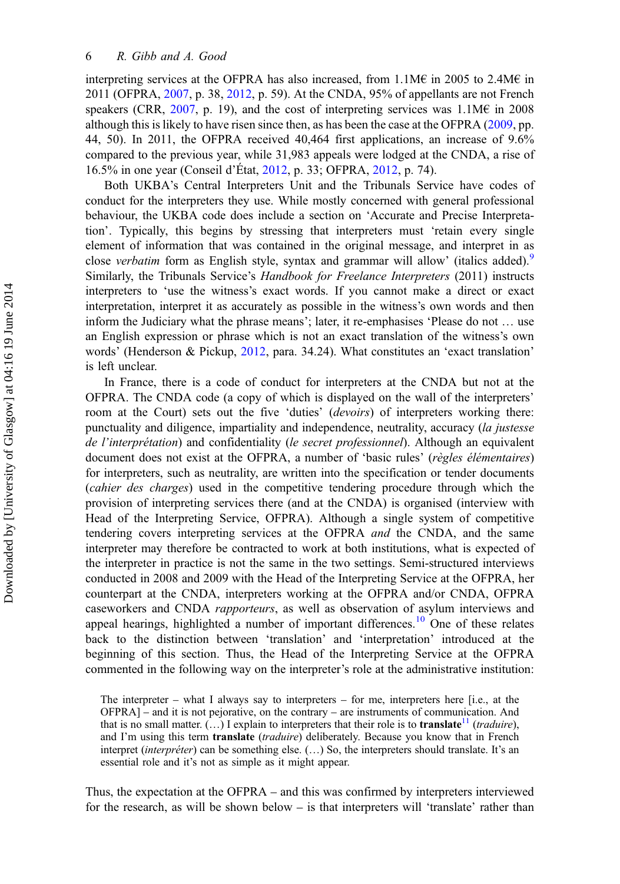interpreting services at the OFPRA has also increased, from 1.1M€ in 2005 to 2.4M€ in 2011 (OFPRA, 2007, p. 38, 2012, p. 59). At the CNDA, 95% of appellants are not French speakers (CRR, 2007, p. 19), and the cost of interpreting services was 1.1M€ in 2008 although this is likely to have risen since then, as has been the case at the OFPRA (2009, pp. 44, 50). In 2011, the OFPRA received 40,464 first applications, an increase of 9.6% compared to the previous year, while 31,983 appeals were lodged at the CNDA, a rise of 16.5% in one year (Conseil d'État, 2012, p. 33; OFPRA, 2012, p. 74).

Both UKBA's Central Interpreters Unit and the Tribunals Service have codes of conduct for the interpreters they use. While mostly concerned with general professional behaviour, the UKBA code does include a section on 'Accurate and Precise Interpretation'. Typically, this begins by stressing that interpreters must 'retain every single element of information that was contained in the original message, and interpret in as close *verbatim* form as English style, syntax and grammar will allow' (italics added).[9] Similarly, the Tribunals Service's *Handbook for Freelance Interpreters* (2011) instructs interpreters to 'use the witness's exact words. If you cannot make a direct or exact interpretation, interpret it as accurately as possible in the witness's own words and then inform the Judiciary what the phrase means'; later, it re-emphasises 'Please do not … use an English expression or phrase which is not an exact translation of the witness's own words' (Henderson & Pickup, 2012, para. 34.24). What constitutes an 'exact translation' is left unclear.

In France, there is a code of conduct for interpreters at the CNDA but not at the OFPRA. The CNDA code (a copy of which is displayed on the wall of the interpreters' room at the Court) sets out the five 'duties' (*devoirs*) of interpreters working there: punctuality and diligence, impartiality and independence, neutrality, accuracy (*la justesse de l'interprétation*) and confidentiality (*le secret professionnel*). Although an equivalent document does not exist at the OFPRA, a number of 'basic rules' (*règles élémentaires*) for interpreters, such as neutrality, are written into the specification or tender documents (*cahier des charges*) used in the competitive tendering procedure through which the provision of interpreting services there (and at the CNDA) is organised (interview with Head of the Interpreting Service, OFPRA). Although a single system of competitive tendering covers interpreting services at the OFPRA *and* the CNDA, and the same interpreter may therefore be contracted to work at both institutions, what is expected of the interpreter in practice is not the same in the two settings. Semi-structured interviews conducted in 2008 and 2009 with the Head of the Interpreting Service at the OFPRA, her counterpart at the CNDA, interpreters working at the OFPRA and/or CNDA, OFPRA caseworkers and CNDA *rapporteurs*, as well as observation of asylum interviews and appeal hearings, highlighted a number of important differences.[10] One of these relates back to the distinction between 'translation' and 'interpretation' introduced at the beginning of this section. Thus, the Head of the Interpreting Service at the OFPRA commented in the following way on the interpreter's role at the administrative institution:

> The interpreter – what I always say to interpreters – for me, interpreters here [i.e., at the OFPRA] – and it is not pejorative, on the contrary – are instruments of communication. And that is no small matter. (…) I explain to interpreters that their role is to **translate**[11] (*traduire*), and I'm using this term **translate** (*traduire*) deliberately. Because you know that in French interpret (*interpréter*) can be something else. (…) So, the interpreters should translate. It's an essential role and it's not as simple as it might appear.

Thus, the expectation at the OFPRA – and this was confirmed by interpreters interviewed for the research, as will be shown below – is that interpreters will 'translate' rather than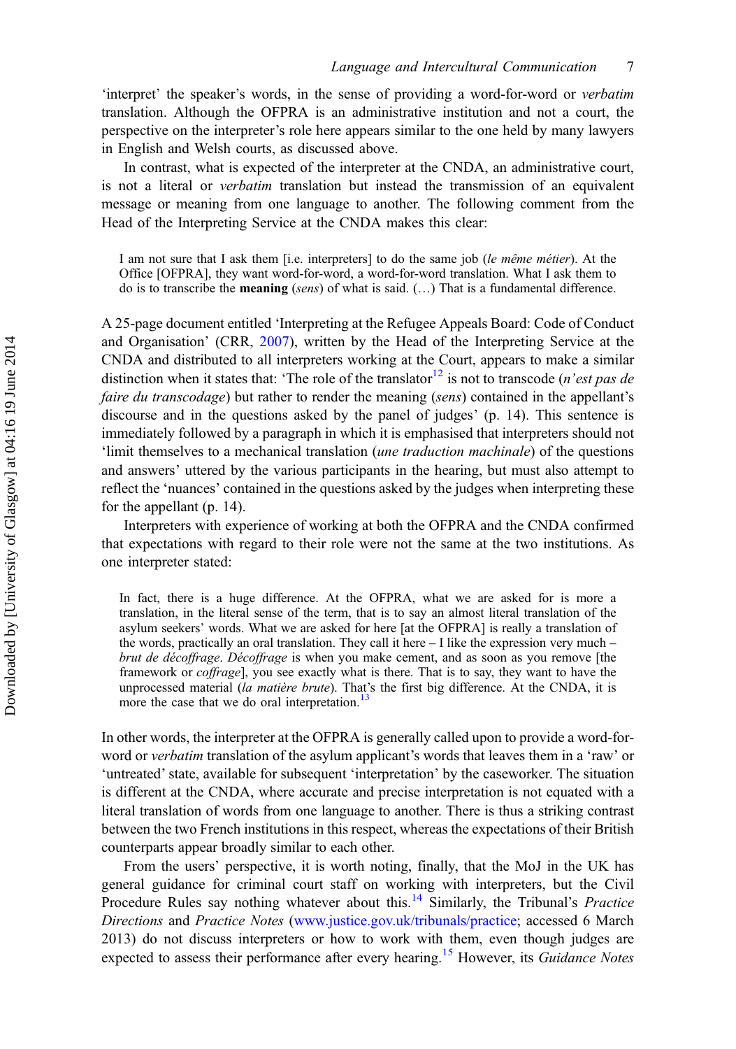'interpret' the speaker's words, in the sense of providing a word-for-word or *verbatim* translation. Although the OFPRA is an administrative institution and not a court, the perspective on the interpreter's role here appears similar to the one held by many lawyers in English and Welsh courts, as discussed above.

In contrast, what is expected of the interpreter at the CNDA, an administrative court, is not a literal or *verbatim* translation but instead the transmission of an equivalent message or meaning from one language to another. The following comment from the Head of the Interpreting Service at the CNDA makes this clear:

> I am not sure that I ask them [i.e. interpreters] to do the same job (*le même métier*). At the Office [OFPRA], they want word-for-word, a word-for-word translation. What I ask them to do is to transcribe the **meaning** (*sens*) of what is said. (…) That is a fundamental difference.

A 25-page document entitled 'Interpreting at the Refugee Appeals Board: Code of Conduct and Organisation' (CRR, 2007), written by the Head of the Interpreting Service at the CNDA and distributed to all interpreters working at the Court, appears to make a similar distinction when it states that: 'The role of the translator[12] is not to transcode (*n'est pas de faire du transcodage*) but rather to render the meaning (*sens*) contained in the appellant's discourse and in the questions asked by the panel of judges' (p. 14). This sentence is immediately followed by a paragraph in which it is emphasised that interpreters should not 'limit themselves to a mechanical translation (*une traduction machinale*) of the questions and answers' uttered by the various participants in the hearing, but must also attempt to reflect the 'nuances' contained in the questions asked by the judges when interpreting these for the appellant (p. 14).

Interpreters with experience of working at both the OFPRA and the CNDA confirmed that expectations with regard to their role were not the same at the two institutions. As one interpreter stated:

> In fact, there is a huge difference. At the OFPRA, what we are asked for is more a translation, in the literal sense of the term, that is to say an almost literal translation of the asylum seekers' words. What we are asked for here [at the OFPRA] is really a translation of the words, practically an oral translation. They call it here – I like the expression very much – *brut de décoffrage*. *Décoffrage* is when you make cement, and as soon as you remove [the framework or *coffrage*], you see exactly what is there. That is to say, they want to have the unprocessed material (*la matière brute*). That's the first big difference. At the CNDA, it is more the case that we do oral interpretation.[13]

In other words, the interpreter at the OFPRA is generally called upon to provide a word-for-word or *verbatim* translation of the asylum applicant's words that leaves them in a 'raw' or 'untreated' state, available for subsequent 'interpretation' by the caseworker. The situation is different at the CNDA, where accurate and precise interpretation is not equated with a literal translation of words from one language to another. There is thus a striking contrast between the two French institutions in this respect, whereas the expectations of their British counterparts appear broadly similar to each other.

From the users' perspective, it is worth noting, finally, that the MoJ in the UK has general guidance for criminal court staff on working with interpreters, but the Civil Procedure Rules say nothing whatever about this.[14] Similarly, the Tribunal's *Practice Directions* and *Practice Notes* (www.justice.gov.uk/tribunals/practice; accessed 6 March 2013) do not discuss interpreters or how to work with them, even though judges are expected to assess their performance after every hearing.[15] However, its *Guidance Notes*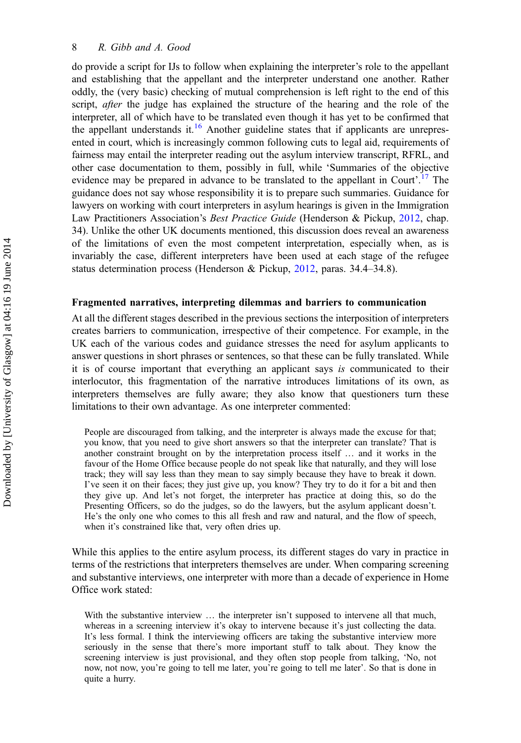do provide a script for IJs to follow when explaining the interpreter's role to the appellant and establishing that the appellant and the interpreter understand one another. Rather oddly, the (very basic) checking of mutual comprehension is left right to the end of this script, *after* the judge has explained the structure of the hearing and the role of the interpreter, all of which have to be translated even though it has yet to be confirmed that the appellant understands it.[16] Another guideline states that if applicants are unrepresented in court, which is increasingly common following cuts to legal aid, requirements of fairness may entail the interpreter reading out the asylum interview transcript, RFRL, and other case documentation to them, possibly in full, while 'Summaries of the objective evidence may be prepared in advance to be translated to the appellant in Court'.[17] The guidance does not say whose responsibility it is to prepare such summaries. Guidance for lawyers on working with court interpreters in asylum hearings is given in the Immigration Law Practitioners Association's *Best Practice Guide* (Henderson & Pickup, 2012, chap. 34). Unlike the other UK documents mentioned, this discussion does reveal an awareness of the limitations of even the most competent interpretation, especially when, as is invariably the case, different interpreters have been used at each stage of the refugee status determination process (Henderson & Pickup, 2012, paras. 34.4–34.8).

### Fragmented narratives, interpreting dilemmas and barriers to communication

At all the different stages described in the previous sections the interposition of interpreters creates barriers to communication, irrespective of their competence. For example, in the UK each of the various codes and guidance stresses the need for asylum applicants to answer questions in short phrases or sentences, so that these can be fully translated. While it is of course important that everything an applicant says *is* communicated to their interlocutor, this fragmentation of the narrative introduces limitations of its own, as interpreters themselves are fully aware; they also know that questioners turn these limitations to their own advantage. As one interpreter commented:

> People are discouraged from talking, and the interpreter is always made the excuse for that; you know, that you need to give short answers so that the interpreter can translate? That is another constraint brought on by the interpretation process itself … and it works in the favour of the Home Office because people do not speak like that naturally, and they will lose track; they will say less than they mean to say simply because they have to break it down. I've seen it on their faces; they just give up, you know? They try to do it for a bit and then they give up. And let's not forget, the interpreter has practice at doing this, so do the Presenting Officers, so do the judges, so do the lawyers, but the asylum applicant doesn't. He's the only one who comes to this all fresh and raw and natural, and the flow of speech, when it's constrained like that, very often dries up.

While this applies to the entire asylum process, its different stages do vary in practice in terms of the restrictions that interpreters themselves are under. When comparing screening and substantive interviews, one interpreter with more than a decade of experience in Home Office work stated:

> With the substantive interview … the interpreter isn't supposed to intervene all that much, whereas in a screening interview it's okay to intervene because it's just collecting the data. It's less formal. I think the interviewing officers are taking the substantive interview more seriously in the sense that there's more important stuff to talk about. They know the screening interview is just provisional, and they often stop people from talking, 'No, not now, not now, you're going to tell me later, you're going to tell me later'. So that is done in quite a hurry.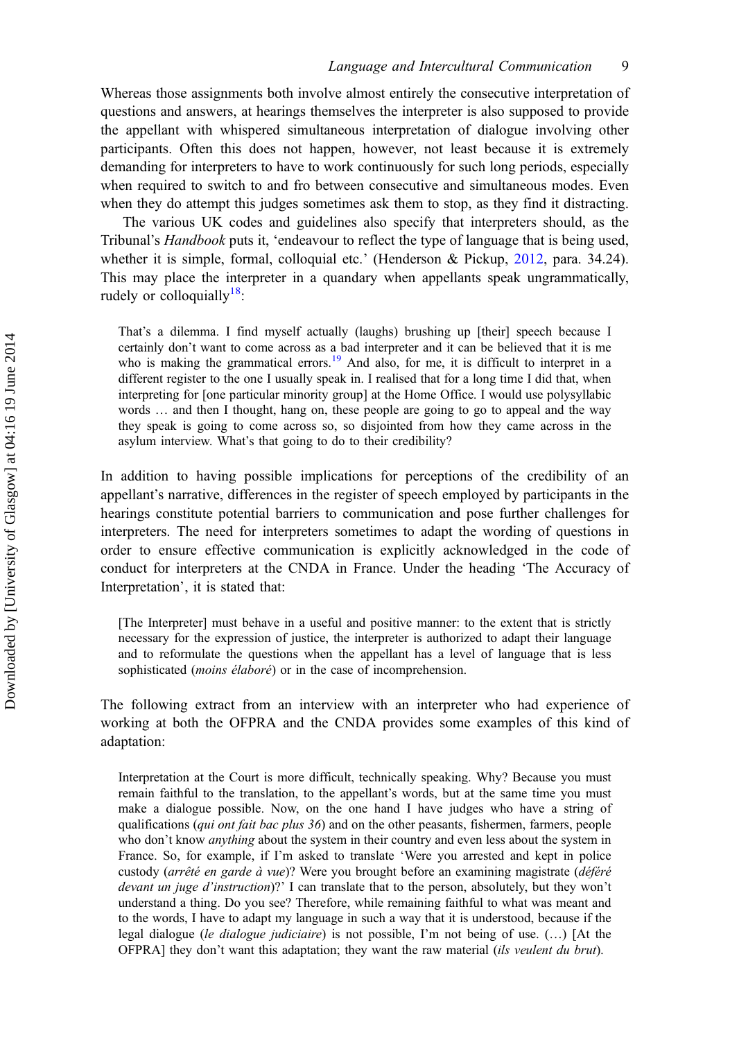Whereas those assignments both involve almost entirely the consecutive interpretation of questions and answers, at hearings themselves the interpreter is also supposed to provide the appellant with whispered simultaneous interpretation of dialogue involving other participants. Often this does not happen, however, not least because it is extremely demanding for interpreters to have to work continuously for such long periods, especially when required to switch to and fro between consecutive and simultaneous modes. Even when they do attempt this judges sometimes ask them to stop, as they find it distracting.

The various UK codes and guidelines also specify that interpreters should, as the Tribunal's *Handbook* puts it, 'endeavour to reflect the type of language that is being used, whether it is simple, formal, colloquial etc.' (Henderson & Pickup, 2012, para. 34.24). This may place the interpreter in a quandary when appellants speak ungrammatically, rudely or colloquially[18]:

> That's a dilemma. I find myself actually (laughs) brushing up [their] speech because I certainly don't want to come across as a bad interpreter and it can be believed that it is me who is making the grammatical errors.[19] And also, for me, it is difficult to interpret in a different register to the one I usually speak in. I realised that for a long time I did that, when interpreting for [one particular minority group] at the Home Office. I would use polysyllabic words … and then I thought, hang on, these people are going to go to appeal and the way they speak is going to come across so, so disjointed from how they came across in the asylum interview. What's that going to do to their credibility?

In addition to having possible implications for perceptions of the credibility of an appellant's narrative, differences in the register of speech employed by participants in the hearings constitute potential barriers to communication and pose further challenges for interpreters. The need for interpreters sometimes to adapt the wording of questions in order to ensure effective communication is explicitly acknowledged in the code of conduct for interpreters at the CNDA in France. Under the heading 'The Accuracy of Interpretation', it is stated that:

> [The Interpreter] must behave in a useful and positive manner: to the extent that is strictly necessary for the expression of justice, the interpreter is authorized to adapt their language and to reformulate the questions when the appellant has a level of language that is less sophisticated (*moins élaboré*) or in the case of incomprehension.

The following extract from an interview with an interpreter who had experience of working at both the OFPRA and the CNDA provides some examples of this kind of adaptation:

> Interpretation at the Court is more difficult, technically speaking. Why? Because you must remain faithful to the translation, to the appellant's words, but at the same time you must make a dialogue possible. Now, on the one hand I have judges who have a string of qualifications (*qui ont fait bac plus 36*) and on the other peasants, fishermen, farmers, people who don't know *anything* about the system in their country and even less about the system in France. So, for example, if I'm asked to translate 'Were you arrested and kept in police custody (*arrêté en garde à vue*)? Were you brought before an examining magistrate (*déféré devant un juge d'instruction*)?' I can translate that to the person, absolutely, but they won't understand a thing. Do you see? Therefore, while remaining faithful to what was meant and to the words, I have to adapt my language in such a way that it is understood, because if the legal dialogue (*le dialogue judiciaire*) is not possible, I'm not being of use. (…) [At the OFPRA] they don't want this adaptation; they want the raw material (*ils veulent du brut*).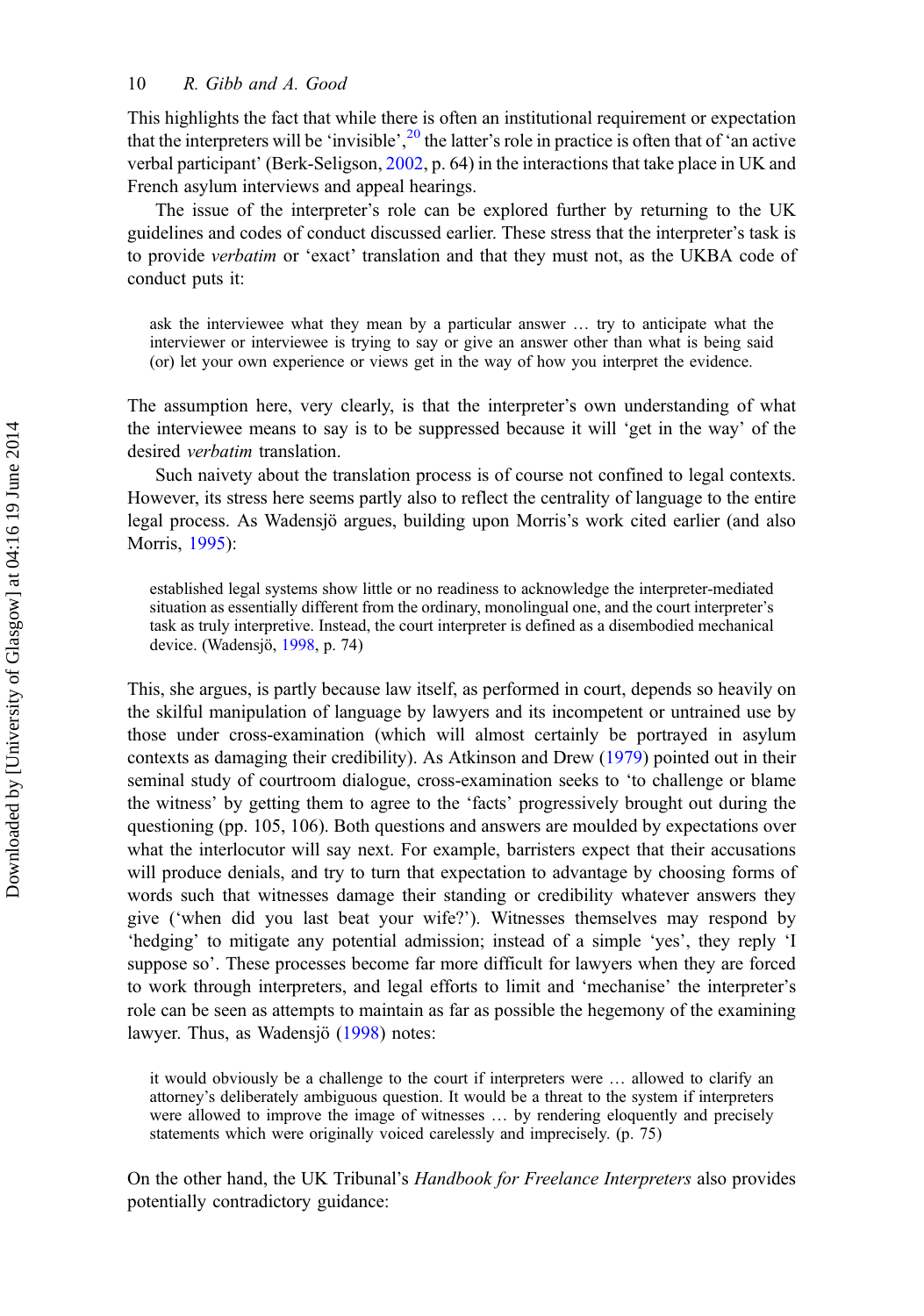This highlights the fact that while there is often an institutional requirement or expectation that the interpreters will be 'invisible',[20] the latter's role in practice is often that of 'an active verbal participant' (Berk-Seligson, 2002, p. 64) in the interactions that take place in UK and French asylum interviews and appeal hearings.

The issue of the interpreter's role can be explored further by returning to the UK guidelines and codes of conduct discussed earlier. These stress that the interpreter's task is to provide *verbatim* or 'exact' translation and that they must not, as the UKBA code of conduct puts it:

> ask the interviewee what they mean by a particular answer … try to anticipate what the interviewer or interviewee is trying to say or give an answer other than what is being said (or) let your own experience or views get in the way of how you interpret the evidence.

The assumption here, very clearly, is that the interpreter's own understanding of what the interviewee means to say is to be suppressed because it will 'get in the way' of the desired *verbatim* translation.

Such naivety about the translation process is of course not confined to legal contexts. However, its stress here seems partly also to reflect the centrality of language to the entire legal process. As Wadensjö argues, building upon Morris's work cited earlier (and also Morris, 1995):

> established legal systems show little or no readiness to acknowledge the interpreter-mediated situation as essentially different from the ordinary, monolingual one, and the court interpreter's task as truly interpretive. Instead, the court interpreter is defined as a disembodied mechanical device. (Wadensjö, 1998, p. 74)

This, she argues, is partly because law itself, as performed in court, depends so heavily on the skilful manipulation of language by lawyers and its incompetent or untrained use by those under cross-examination (which will almost certainly be portrayed in asylum contexts as damaging their credibility). As Atkinson and Drew (1979) pointed out in their seminal study of courtroom dialogue, cross-examination seeks to 'to challenge or blame the witness' by getting them to agree to the 'facts' progressively brought out during the questioning (pp. 105, 106). Both questions and answers are moulded by expectations over what the interlocutor will say next. For example, barristers expect that their accusations will produce denials, and try to turn that expectation to advantage by choosing forms of words such that witnesses damage their standing or credibility whatever answers they give ('when did you last beat your wife?'). Witnesses themselves may respond by 'hedging' to mitigate any potential admission; instead of a simple 'yes', they reply 'I suppose so'. These processes become far more difficult for lawyers when they are forced to work through interpreters, and legal efforts to limit and 'mechanise' the interpreter's role can be seen as attempts to maintain as far as possible the hegemony of the examining lawyer. Thus, as Wadensjö (1998) notes:

> it would obviously be a challenge to the court if interpreters were … allowed to clarify an attorney's deliberately ambiguous question. It would be a threat to the system if interpreters were allowed to improve the image of witnesses … by rendering eloquently and precisely statements which were originally voiced carelessly and imprecisely. (p. 75)

On the other hand, the UK Tribunal's *Handbook for Freelance Interpreters* also provides potentially contradictory guidance: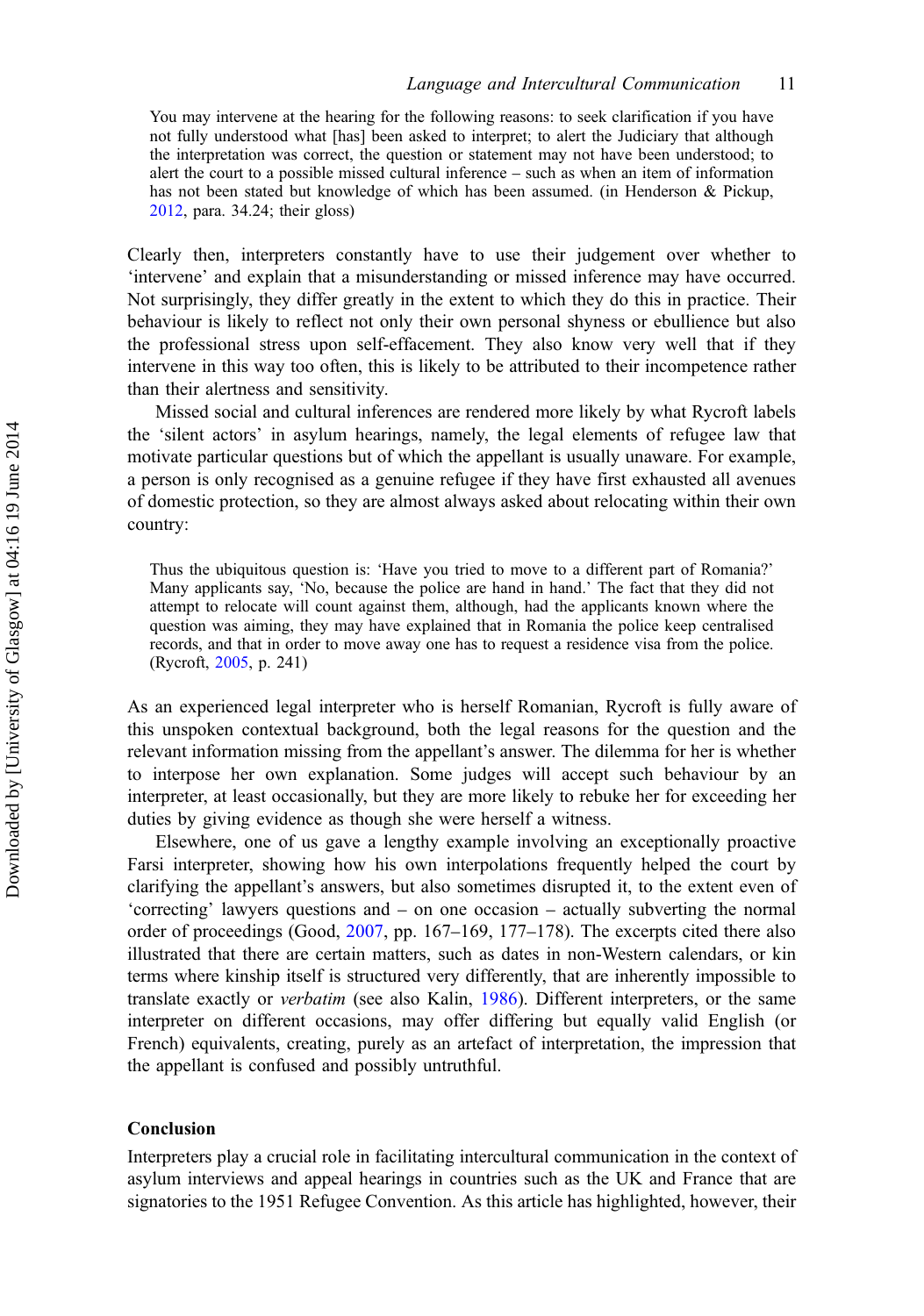> You may intervene at the hearing for the following reasons: to seek clarification if you have not fully understood what [has] been asked to interpret; to alert the Judiciary that although the interpretation was correct, the question or statement may not have been understood; to alert the court to a possible missed cultural inference – such as when an item of information has not been stated but knowledge of which has been assumed. (in Henderson & Pickup, 2012, para. 34.24; their gloss)

Clearly then, interpreters constantly have to use their judgement over whether to 'intervene' and explain that a misunderstanding or missed inference may have occurred. Not surprisingly, they differ greatly in the extent to which they do this in practice. Their behaviour is likely to reflect not only their own personal shyness or ebullience but also the professional stress upon self-effacement. They also know very well that if they intervene in this way too often, this is likely to be attributed to their incompetence rather than their alertness and sensitivity.

Missed social and cultural inferences are rendered more likely by what Rycroft labels the 'silent actors' in asylum hearings, namely, the legal elements of refugee law that motivate particular questions but of which the appellant is usually unaware. For example, a person is only recognised as a genuine refugee if they have first exhausted all avenues of domestic protection, so they are almost always asked about relocating within their own country:

> Thus the ubiquitous question is: 'Have you tried to move to a different part of Romania?' Many applicants say, 'No, because the police are hand in hand.' The fact that they did not attempt to relocate will count against them, although, had the applicants known where the question was aiming, they may have explained that in Romania the police keep centralised records, and that in order to move away one has to request a residence visa from the police. (Rycroft, 2005, p. 241)

As an experienced legal interpreter who is herself Romanian, Rycroft is fully aware of this unspoken contextual background, both the legal reasons for the question and the relevant information missing from the appellant's answer. The dilemma for her is whether to interpose her own explanation. Some judges will accept such behaviour by an interpreter, at least occasionally, but they are more likely to rebuke her for exceeding her duties by giving evidence as though she were herself a witness.

Elsewhere, one of us gave a lengthy example involving an exceptionally proactive Farsi interpreter, showing how his own interpolations frequently helped the court by clarifying the appellant's answers, but also sometimes disrupted it, to the extent even of 'correcting' lawyers questions and – on one occasion – actually subverting the normal order of proceedings (Good, 2007, pp. 167–169, 177–178). The excerpts cited there also illustrated that there are certain matters, such as dates in non-Western calendars, or kin terms where kinship itself is structured very differently, that are inherently impossible to translate exactly or *verbatim* (see also Kalin, 1986). Different interpreters, or the same interpreter on different occasions, may offer differing but equally valid English (or French) equivalents, creating, purely as an artefact of interpretation, the impression that the appellant is confused and possibly untruthful.

## Conclusion

Interpreters play a crucial role in facilitating intercultural communication in the context of asylum interviews and appeal hearings in countries such as the UK and France that are signatories to the 1951 Refugee Convention. As this article has highlighted, however, their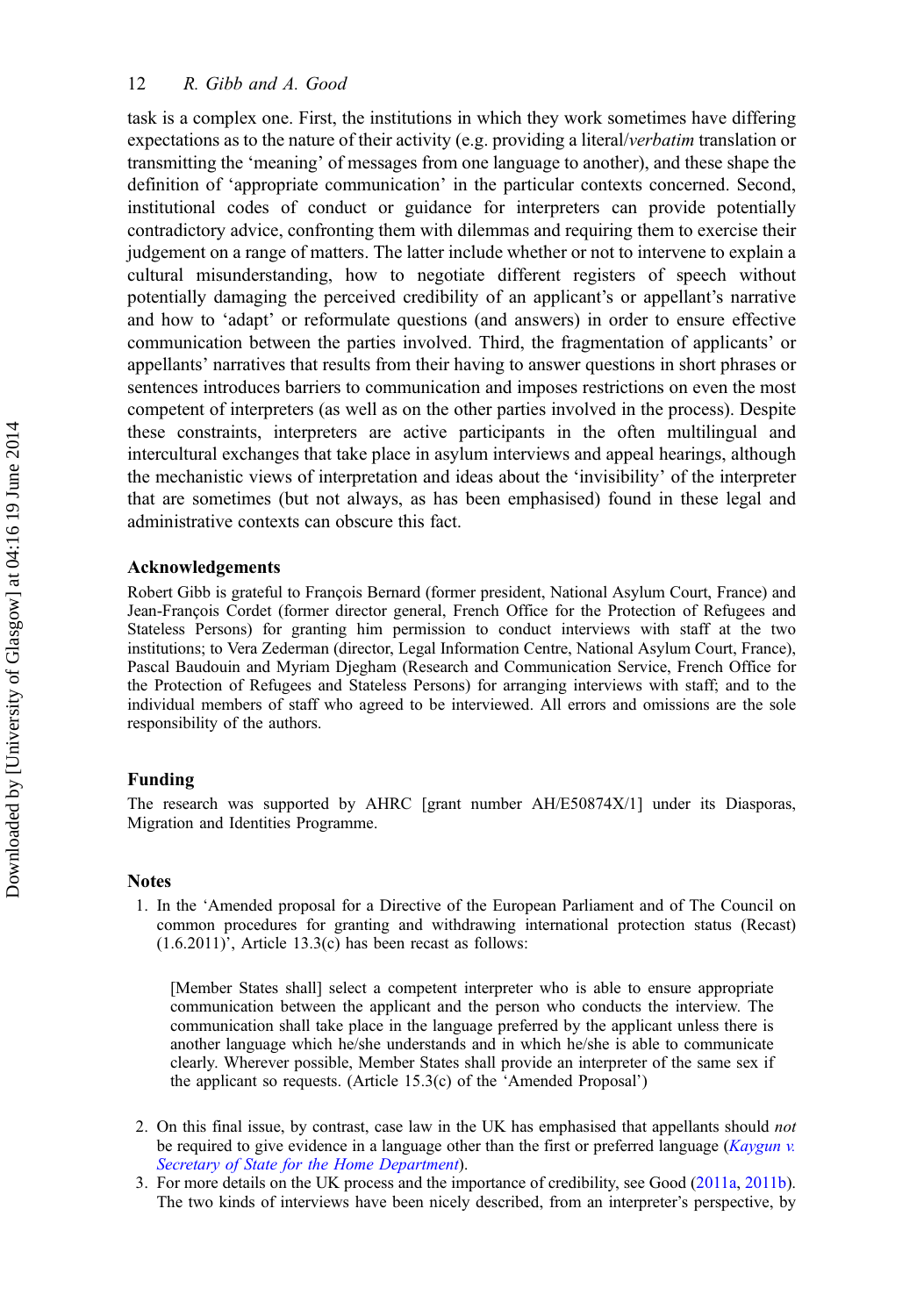task is a complex one. First, the institutions in which they work sometimes have differing expectations as to the nature of their activity (e.g. providing a literal/*verbatim* translation or transmitting the 'meaning' of messages from one language to another), and these shape the definition of 'appropriate communication' in the particular contexts concerned. Second, institutional codes of conduct or guidance for interpreters can provide potentially contradictory advice, confronting them with dilemmas and requiring them to exercise their judgement on a range of matters. The latter include whether or not to intervene to explain a cultural misunderstanding, how to negotiate different registers of speech without potentially damaging the perceived credibility of an applicant's or appellant's narrative and how to 'adapt' or reformulate questions (and answers) in order to ensure effective communication between the parties involved. Third, the fragmentation of applicants' or appellants' narratives that results from their having to answer questions in short phrases or sentences introduces barriers to communication and imposes restrictions on even the most competent of interpreters (as well as on the other parties involved in the process). Despite these constraints, interpreters are active participants in the often multilingual and intercultural exchanges that take place in asylum interviews and appeal hearings, although the mechanistic views of interpretation and ideas about the 'invisibility' of the interpreter that are sometimes (but not always, as has been emphasised) found in these legal and administrative contexts can obscure this fact.

## Acknowledgements

Robert Gibb is grateful to François Bernard (former president, National Asylum Court, France) and Jean-François Cordet (former director general, French Office for the Protection of Refugees and Stateless Persons) for granting him permission to conduct interviews with staff at the two institutions; to Vera Zederman (director, Legal Information Centre, National Asylum Court, France), Pascal Baudouin and Myriam Djegham (Research and Communication Service, French Office for the Protection of Refugees and Stateless Persons) for arranging interviews with staff; and to the individual members of staff who agreed to be interviewed. All errors and omissions are the sole responsibility of the authors.

## Funding

The research was supported by AHRC [grant number AH/E50874X/1] under its Diasporas, Migration and Identities Programme.

## Notes

1. In the 'Amended proposal for a Directive of the European Parliament and of The Council on common procedures for granting and withdrawing international protection status (Recast) (1.6.2011)', Article 13.3(c) has been recast as follows:

   > [Member States shall] select a competent interpreter who is able to ensure appropriate communication between the applicant and the person who conducts the interview. The communication shall take place in the language preferred by the applicant unless there is another language which he/she understands and in which he/she is able to communicate clearly. Wherever possible, Member States shall provide an interpreter of the same sex if the applicant so requests. (Article 15.3(c) of the 'Amended Proposal')

2. On this final issue, by contrast, case law in the UK has emphasised that appellants should *not* be required to give evidence in a language other than the first or preferred language (*Kaygun v. Secretary of State for the Home Department*).
3. For more details on the UK process and the importance of credibility, see Good (2011a, 2011b). The two kinds of interviews have been nicely described, from an interpreter's perspective, by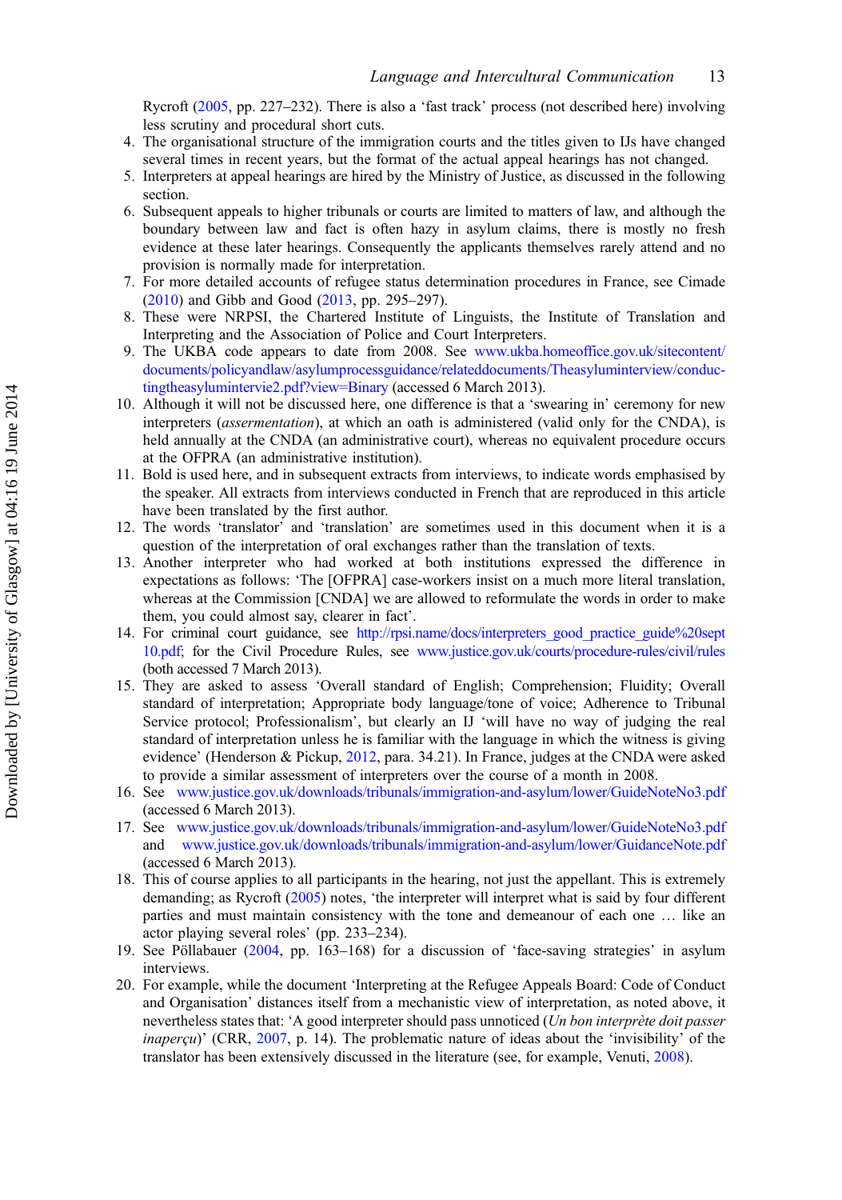Rycroft (2005, pp. 227–232). There is also a 'fast track' process (not described here) involving less scrutiny and procedural short cuts.

4. The organisational structure of the immigration courts and the titles given to IJs have changed several times in recent years, but the format of the actual appeal hearings has not changed.
5. Interpreters at appeal hearings are hired by the Ministry of Justice, as discussed in the following section.
6. Subsequent appeals to higher tribunals or courts are limited to matters of law, and although the boundary between law and fact is often hazy in asylum claims, there is mostly no fresh evidence at these later hearings. Consequently the applicants themselves rarely attend and no provision is normally made for interpretation.
7. For more detailed accounts of refugee status determination procedures in France, see Cimade (2010) and Gibb and Good (2013, pp. 295–297).
8. These were NRPSI, the Chartered Institute of Linguists, the Institute of Translation and Interpreting and the Association of Police and Court Interpreters.
9. The UKBA code appears to date from 2008. See www.ukba.homeoffice.gov.uk/sitecontent/documents/policyandlaw/asylumprocessguidance/relateddocuments/Theasyluminterview/conductingtheasyluminterview2.pdf?view=Binary (accessed 6 March 2013).
10. Although it will not be discussed here, one difference is that a 'swearing in' ceremony for new interpreters (*assermentation*), at which an oath is administered (valid only for the CNDA), is held annually at the CNDA (an administrative court), whereas no equivalent procedure occurs at the OFPRA (an administrative institution).
11. Bold is used here, and in subsequent extracts from interviews, to indicate words emphasised by the speaker. All extracts from interviews conducted in French that are reproduced in this article have been translated by the first author.
12. The words 'translator' and 'translation' are sometimes used in this document when it is a question of the interpretation of oral exchanges rather than the translation of texts.
13. Another interpreter who had worked at both institutions expressed the difference in expectations as follows: 'The [OFPRA] case-workers insist on a much more literal translation, whereas at the Commission [CNDA] we are allowed to reformulate the words in order to make them, you could almost say, clearer in fact'.
14. For criminal court guidance, see http://rpsi.name/docs/interpreters_good_practice_guide%20sept10.pdf; for the Civil Procedure Rules, see www.justice.gov.uk/courts/procedure-rules/civil/rules (both accessed 7 March 2013).
15. They are asked to assess 'Overall standard of English; Comprehension; Fluidity; Overall standard of interpretation; Appropriate body language/tone of voice; Adherence to Tribunal Service protocol; Professionalism', but clearly an IJ 'will have no way of judging the real standard of interpretation unless he is familiar with the language in which the witness is giving evidence' (Henderson & Pickup, 2012, para. 34.21). In France, judges at the CNDA were asked to provide a similar assessment of interpreters over the course of a month in 2008.
16. See www.justice.gov.uk/downloads/tribunals/immigration-and-asylum/lower/GuideNoteNo3.pdf (accessed 6 March 2013).
17. See www.justice.gov.uk/downloads/tribunals/immigration-and-asylum/lower/GuideNoteNo3.pdf and www.justice.gov.uk/downloads/tribunals/immigration-and-asylum/lower/GuidanceNote.pdf (accessed 6 March 2013).
18. This of course applies to all participants in the hearing, not just the appellant. This is extremely demanding; as Rycroft (2005) notes, 'the interpreter will interpret what is said by four different parties and must maintain consistency with the tone and demeanour of each one … like an actor playing several roles' (pp. 233–234).
19. See Pöllabauer (2004, pp. 163–168) for a discussion of 'face-saving strategies' in asylum interviews.
20. For example, while the document 'Interpreting at the Refugee Appeals Board: Code of Conduct and Organisation' distances itself from a mechanistic view of interpretation, as noted above, it nevertheless states that: 'A good interpreter should pass unnoticed (*Un bon interprète doit passer inaperçu*)' (CRR, 2007, p. 14). The problematic nature of ideas about the 'invisibility' of the translator has been extensively discussed in the literature (see, for example, Venuti, 2008).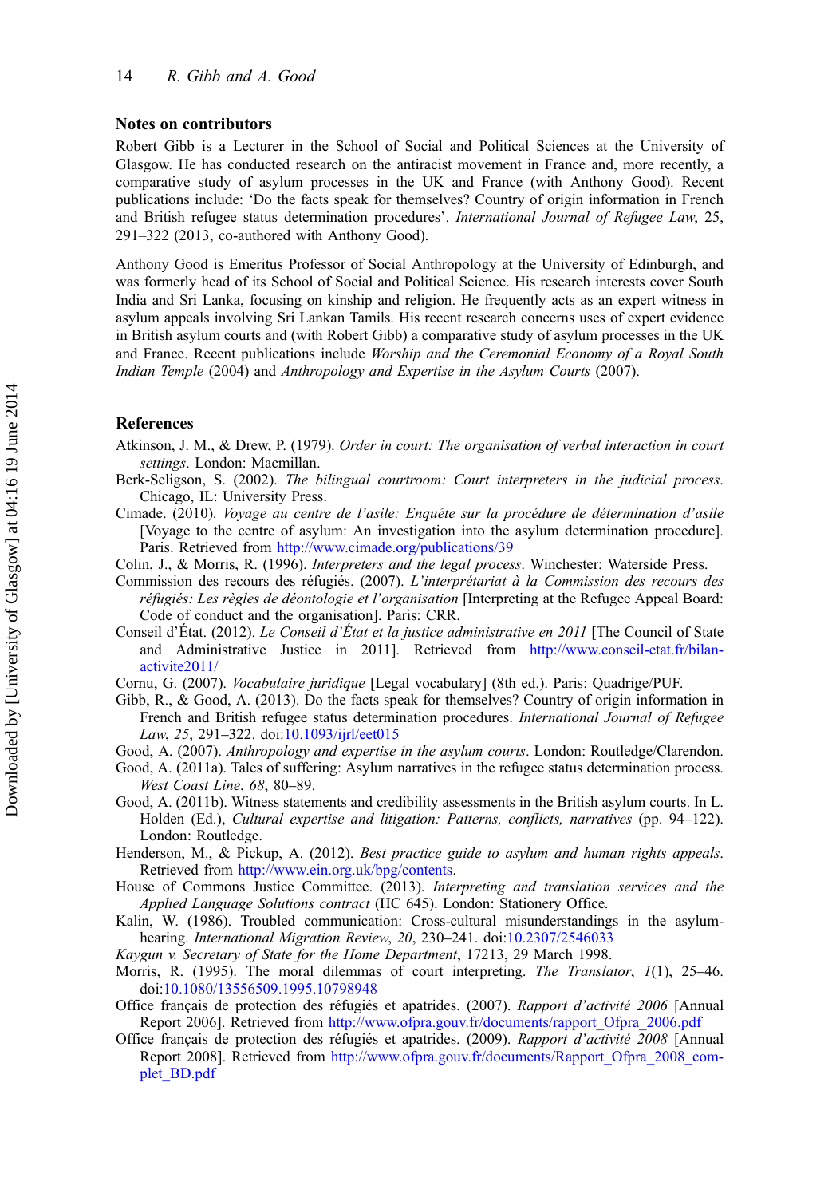## Notes on contributors

Robert Gibb is a Lecturer in the School of Social and Political Sciences at the University of Glasgow. He has conducted research on the antiracist movement in France and, more recently, a comparative study of asylum processes in the UK and France (with Anthony Good). Recent publications include 'Do the facts speak for themselves? Country of origin information in French and British refugee status determination procedures'. *International Journal of Refugee Law*, 25, 291–322 (2013, co-authored with Anthony Good).

Anthony Good is Emeritus Professor of Social Anthropology at the University of Edinburgh, and was formerly head of its School of Social and Political Science. His research interests cover South India and Sri Lanka, focusing on kinship and religion. He frequently acts as an expert witness in asylum appeals involving Sri Lankan Tamils. His recent research concerns uses of expert evidence in British asylum courts and (with Robert Gibb) a comparative study of asylum processes in the UK and France. Recent publications include *Worship and the Ceremonial Economy of a Royal South Indian Temple* (2004) and *Anthropology and Expertise in the Asylum Courts* (2007).

## References

Atkinson, J. M., & Drew, P. (1979). *Order in court: The organisation of verbal interaction in court settings*. London: Macmillan.

Berk-Seligson, S. (2002). *The bilingual courtroom: Court interpreters in the judicial process*. Chicago, IL: University Press.

Cimade. (2010). *Voyage au centre de l'asile: Enquête sur la procédure de détermination d'asile* [Voyage to the centre of asylum: An investigation into the asylum determination procedure]. Paris. Retrieved from http://www.cimade.org/publications/39

Colin, J., & Morris, R. (1996). *Interpreters and the legal process*. Winchester: Waterside Press.

Commission des recours des réfugiés. (2007). *L'interprétariat à la Commission des recours des réfugiés: Les règles de déontologie et l'organisation* [Interpreting at the Refugee Appeal Board: Code of conduct and the organisation]. Paris: CRR.

Conseil d'État. (2012). *Le Conseil d'État et la justice administrative en 2011* [The Council of State and Administrative Justice in 2011]. Retrieved from http://www.conseil-etat.fr/bilan-activite2011/

Cornu, G. (2007). *Vocabulaire juridique* [Legal vocabulary] (8th ed.). Paris: Quadrige/PUF.

Gibb, R., & Good, A. (2013). Do the facts speak for themselves? Country of origin information in French and British refugee status determination procedures. *International Journal of Refugee Law*, *25*, 291–322. doi:10.1093/ijrl/eet015

Good, A. (2007). *Anthropology and expertise in the asylum courts*. London: Routledge/Clarendon.

Good, A. (2011a). Tales of suffering: Asylum narratives in the refugee status determination process. *West Coast Line*, *68*, 80–89.

Good, A. (2011b). Witness statements and credibility assessments in the British asylum courts. In L. Holden (Ed.), *Cultural expertise and litigation: Patterns, conflicts, narratives* (pp. 94–122). London: Routledge.

Henderson, M., & Pickup, A. (2012). *Best practice guide to asylum and human rights appeals*. Retrieved from http://www.ein.org.uk/bpg/contents.

House of Commons Justice Committee. (2013). *Interpreting and translation services and the Applied Language Solutions contract* (HC 645). London: Stationery Office.

Kalin, W. (1986). Troubled communication: Cross-cultural misunderstandings in the asylum-hearing. *International Migration Review*, *20*, 230–241. doi:10.2307/2546033

*Kaygun v. Secretary of State for the Home Department*, 17213, 29 March 1998.

Morris, R. (1995). The moral dilemmas of court interpreting. *The Translator*, *1*(1), 25–46. doi:10.1080/13556509.1995.10798948

Office français de protection des réfugiés et apatrides. (2007). *Rapport d'activité 2006* [Annual Report 2006]. Retrieved from http://www.ofpra.gouv.fr/documents/rapport_Ofpra_2006.pdf

Office français de protection des réfugiés et apatrides. (2009). *Rapport d'activité 2008* [Annual Report 2008]. Retrieved from http://www.ofpra.gouv.fr/documents/Rapport_Ofpra_2008_complet_BD.pdf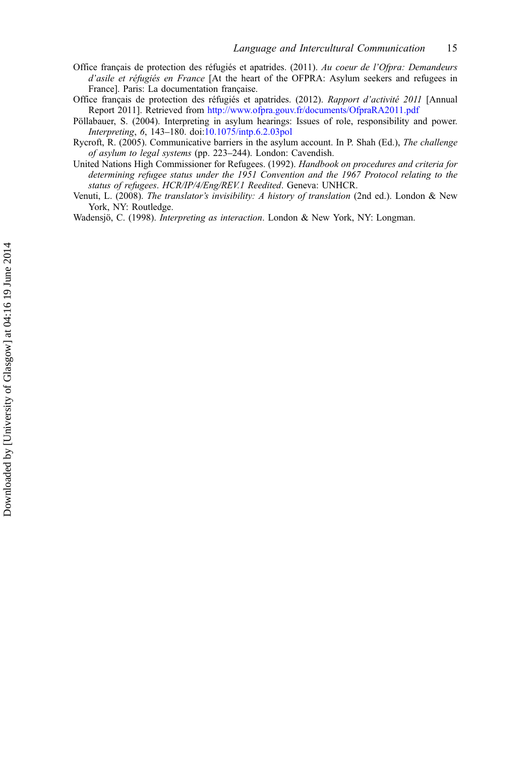Office français de protection des réfugiés et apatrides. (2011). *Au coeur de l'Ofpra: Demandeurs d'asile et réfugiés en France* [At the heart of the OFPRA: Asylum seekers and refugees in France]. Paris: La documentation française.

Office français de protection des réfugiés et apatrides. (2012). *Rapport d'activité 2011* [Annual Report 2011]. Retrieved from http://www.ofpra.gouv.fr/documents/OfpraRA2011.pdf

Pöllabauer, S. (2004). Interpreting in asylum hearings: Issues of role, responsibility and power. *Interpreting*, *6*, 143–180. doi:10.1075/intp.6.2.03pol

Rycroft, R. (2005). Communicative barriers in the asylum account. In P. Shah (Ed.), *The challenge of asylum to legal systems* (pp. 223–244). London: Cavendish.

United Nations High Commissioner for Refugees. (1992). *Handbook on procedures and criteria for determining refugee status under the 1951 Convention and the 1967 Protocol relating to the status of refugees*. *HCR/IP/4/Eng/REV.1 Reedited*. Geneva: UNHCR.

Venuti, L. (2008). *The translator's invisibility: A history of translation* (2nd ed.). London & New York, NY: Routledge.

Wadensjö, C. (1998). *Interpreting as interaction*. London & New York, NY: Longman.